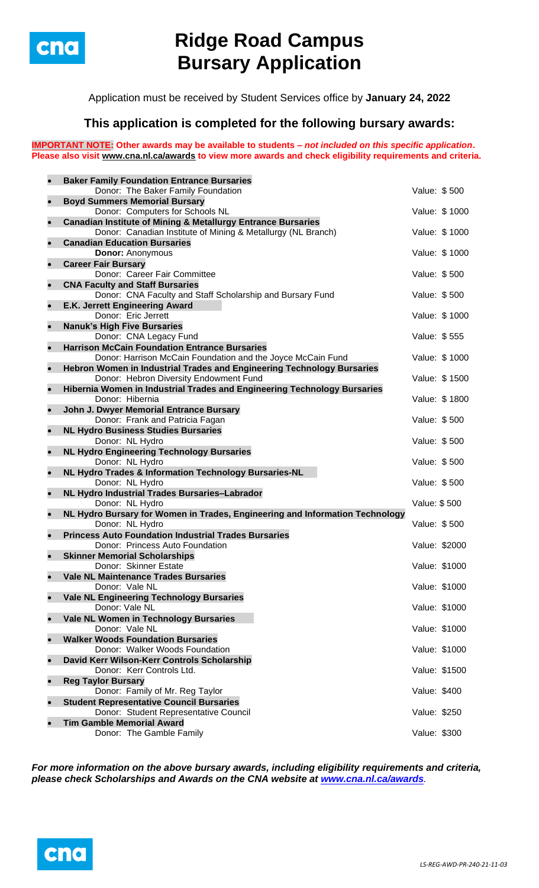# Ridge Road Campus Bursary Application

Application must be received by Student Services office by **January 24, 2022**

## This application is completed for the following bursary awards:

**IMPORTANT NOTE: Other awards may be available to students – *not included on this specific application*. Please also visit www.cna.nl.ca/awards to view more awards and check eligibility requirements and criteria.**

- **Baker Family Foundation Entrance Bursaries**
  Donor: The Baker Family Foundation — Value: $ 500
- **Boyd Summers Memorial Bursary**
  Donor: Computers for Schools NL — Value: $ 1000
- **Canadian Institute of Mining & Metallurgy Entrance Bursaries**
  Donor: Canadian Institute of Mining & Metallurgy (NL Branch) — Value: $ 1000
- **Canadian Education Bursaries**
  **Donor:** Anonymous — Value: $ 1000
- **Career Fair Bursary**
  Donor: Career Fair Committee — Value: $ 500
- **CNA Faculty and Staff Bursaries**
  Donor: CNA Faculty and Staff Scholarship and Bursary Fund — Value: $ 500
- **E.K. Jerrett Engineering Award**
  Donor: Eric Jerrett — Value: $ 1000
- **Nanuk's High Five Bursaries**
  Donor: CNA Legacy Fund — Value: $ 555
- **Harrison McCain Foundation Entrance Bursaries**
  Donor: Harrison McCain Foundation and the Joyce McCain Fund — Value: $ 1000
- **Hebron Women in Industrial Trades and Engineering Technology Bursaries**
  Donor: Hebron Diversity Endowment Fund — Value: $ 1500
- **Hibernia Women in Industrial Trades and Engineering Technology Bursaries**
  Donor: Hibernia — Value: $ 1800
- **John J. Dwyer Memorial Entrance Bursary**
  Donor: Frank and Patricia Fagan — Value: $ 500
- **NL Hydro Business Studies Bursaries**
  Donor: NL Hydro — Value: $ 500
- **NL Hydro Engineering Technology Bursaries**
  Donor: NL Hydro — Value: $ 500
- **NL Hydro Trades & Information Technology Bursaries-NL**
  Donor: NL Hydro — Value: $ 500
- **NL Hydro Industrial Trades Bursaries–Labrador**
  Donor: NL Hydro — Value: $ 500
- **NL Hydro Bursary for Women in Trades, Engineering and Information Technology**
  Donor: NL Hydro — Value: $ 500
- **Princess Auto Foundation Industrial Trades Bursaries**
  Donor: Princess Auto Foundation — Value: $2000
- **Skinner Memorial Scholarships**
  Donor: Skinner Estate — Value: $1000
- **Vale NL Maintenance Trades Bursaries**
  Donor: Vale NL — Value: $1000
- **Vale NL Engineering Technology Bursaries**
  Donor: Vale NL — Value: $1000
- **Vale NL Women in Technology Bursaries**
  Donor: Vale NL — Value: $1000
- **Walker Woods Foundation Bursaries**
  Donor: Walker Woods Foundation — Value: $1000
- **David Kerr Wilson-Kerr Controls Scholarship**
  Donor: Kerr Controls Ltd. — Value: $1500
- **Reg Taylor Bursary**
  Donor: Family of Mr. Reg Taylor — Value: $400
- **Student Representative Council Bursaries**
  Donor: Student Representative Council — Value: $250
- **Tim Gamble Memorial Award**
  Donor: The Gamble Family — Value: $300

***For more information on the above bursary awards, including eligibility requirements and criteria, please check Scholarships and Awards on the CNA website at www.cna.nl.ca/awards.***

*LS-REG-AWD-PR-240-21-11-03*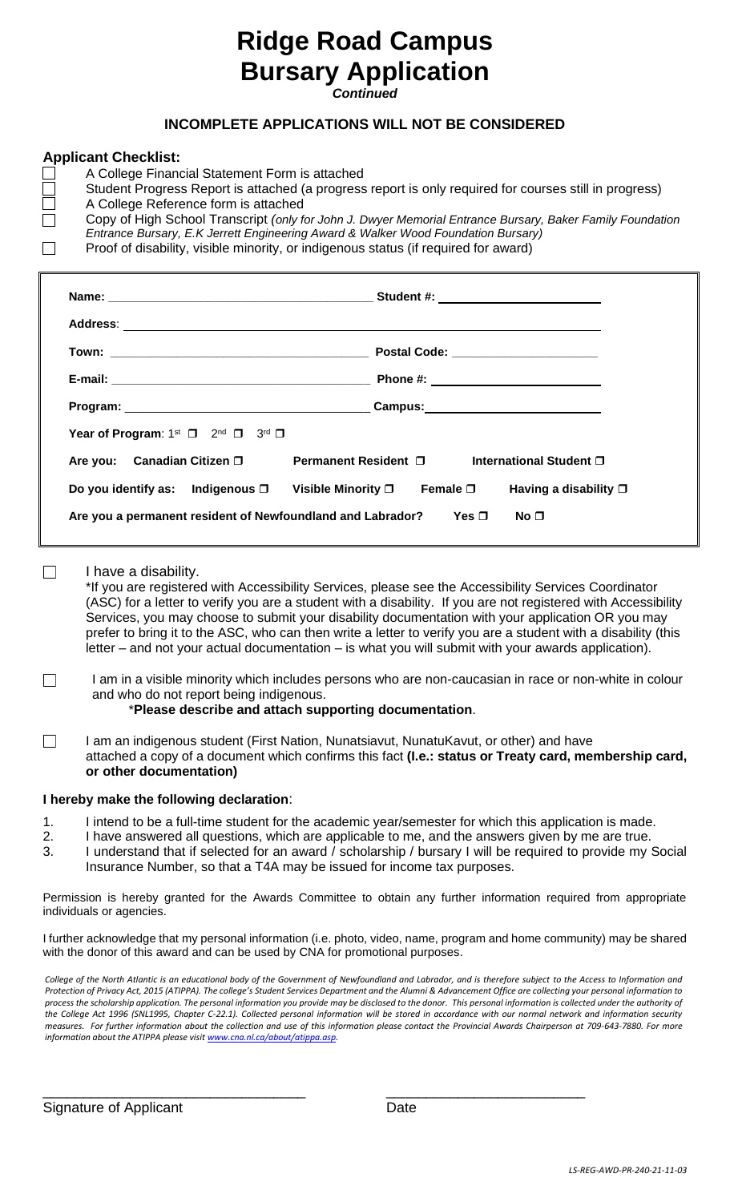# Ridge Road Campus Bursary Application

***Continued***

### INCOMPLETE APPLICATIONS WILL NOT BE CONSIDERED

**Applicant Checklist:**

- ☐ A College Financial Statement Form is attached
- ☐ Student Progress Report is attached (a progress report is only required for courses still in progress)
- ☐ A College Reference form is attached
- ☐ Copy of High School Transcript *(only for John J. Dwyer Memorial Entrance Bursary, Baker Family Foundation Entrance Bursary, E.K Jerrett Engineering Award & Walker Wood Foundation Bursary)*
- ☐ Proof of disability, visible minority, or indigenous status (if required for award)

**Name:** ______________________ **Student #:** ______________________

**Address**: ______________________________________________

**Town:** ______________________ **Postal Code:** ______________________

**E-mail:** ______________________ **Phone #:** ______________________

**Program:** ______________________ **Campus:** ______________________

**Year of Program**: 1st ☐ 2nd ☐ 3rd ☐

**Are you: Canadian Citizen ☐ Permanent Resident ☐ International Student ☐**

**Do you identify as: Indigenous ☐ Visible Minority ☐ Female ☐ Having a disability ☐**

**Are you a permanent resident of Newfoundland and Labrador? Yes ☐ No ☐**

☐ I have a disability.
*If you are registered with Accessibility Services, please see the Accessibility Services Coordinator (ASC) for a letter to verify you are a student with a disability. If you are not registered with Accessibility Services, you may choose to submit your disability documentation with your application OR you may prefer to bring it to the ASC, who can then write a letter to verify you are a student with a disability (this letter – and not your actual documentation – is what you will submit with your awards application).

☐ I am in a visible minority which includes persons who are non-caucasian in race or non-white in colour and who do not report being indigenous.
*\*Please describe and attach supporting documentation*.

☐ I am an indigenous student (First Nation, Nunatsiavut, NunatuKavut, or other) and have attached a copy of a document which confirms this fact **(I.e.: status or Treaty card, membership card, or other documentation)**

**I hereby make the following declaration**:

1. I intend to be a full-time student for the academic year/semester for which this application is made.
2. I have answered all questions, which are applicable to me, and the answers given by me are true.
3. I understand that if selected for an award / scholarship / bursary I will be required to provide my Social Insurance Number, so that a T4A may be issued for income tax purposes.

Permission is hereby granted for the Awards Committee to obtain any further information required from appropriate individuals or agencies.

I further acknowledge that my personal information (i.e. photo, video, name, program and home community) may be shared with the donor of this award and can be used by CNA for promotional purposes.

*College of the North Atlantic is an educational body of the Government of Newfoundland and Labrador, and is therefore subject to the Access to Information and Protection of Privacy Act, 2015 (ATIPPA). The college's Student Services Department and the Alumni & Advancement Office are collecting your personal information to process the scholarship application. The personal information you provide may be disclosed to the donor. This personal information is collected under the authority of the College Act 1996 (SNL1995, Chapter C-22.1). Collected personal information will be stored in accordance with our normal network and information security measures. For further information about the collection and use of this information please contact the Provincial Awards Chairperson at 709-643-7880. For more information about the ATIPPA please visit www.cna.nl.ca/about/atippa.asp.*

______________________________ ______________________

Signature of Applicant Date

*LS-REG-AWD-PR-240-21-11-03*